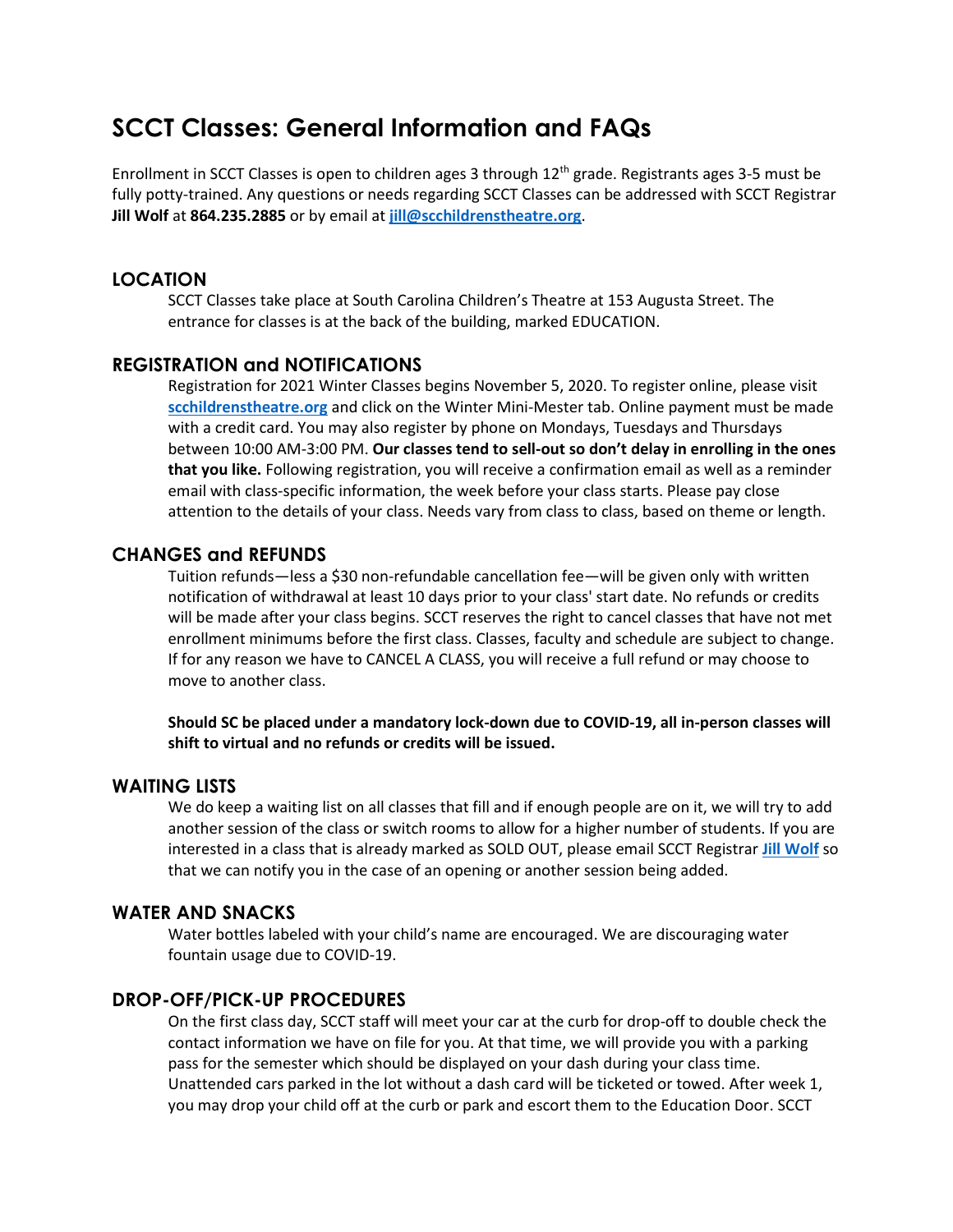# SCCT Classes: General Information and FAQs

Enrollment in SCCT Classes is open to children ages 3 through 12th grade. Registrants ages 3-5 must be fully potty-trained. Any questions or needs regarding SCCT Classes can be addressed with SCCT Registrar **Jill Wolf** at **864.235.2885** or by email at **jill@scchildrenstheatre.org**.

## LOCATION

SCCT Classes take place at South Carolina Children's Theatre at 153 Augusta Street. The entrance for classes is at the back of the building, marked EDUCATION.

## REGISTRATION and NOTIFICATIONS

Registration for 2021 Winter Classes begins November 5, 2020. To register online, please visit **scchildrenstheatre.org** and click on the Winter Mini-Mester tab. Online payment must be made with a credit card. You may also register by phone on Mondays, Tuesdays and Thursdays between 10:00 AM-3:00 PM. **Our classes tend to sell-out so don't delay in enrolling in the ones that you like.** Following registration, you will receive a confirmation email as well as a reminder email with class-specific information, the week before your class starts. Please pay close attention to the details of your class. Needs vary from class to class, based on theme or length.

## CHANGES and REFUNDS

Tuition refunds—less a $30 non-refundable cancellation fee—will be given only with written notification of withdrawal at least 10 days prior to your class' start date. No refunds or credits will be made after your class begins. SCCT reserves the right to cancel classes that have not met enrollment minimums before the first class. Classes, faculty and schedule are subject to change. If for any reason we have to CANCEL A CLASS, you will receive a full refund or may choose to move to another class.

**Should SC be placed under a mandatory lock-down due to COVID-19, all in-person classes will shift to virtual and no refunds or credits will be issued.**

## WAITING LISTS

We do keep a waiting list on all classes that fill and if enough people are on it, we will try to add another session of the class or switch rooms to allow for a higher number of students. If you are interested in a class that is already marked as SOLD OUT, please email SCCT Registrar **Jill Wolf** so that we can notify you in the case of an opening or another session being added.

## WATER AND SNACKS

Water bottles labeled with your child's name are encouraged. We are discouraging water fountain usage due to COVID-19.

## DROP-OFF/PICK-UP PROCEDURES

On the first class day, SCCT staff will meet your car at the curb for drop-off to double check the contact information we have on file for you. At that time, we will provide you with a parking pass for the semester which should be displayed on your dash during your class time. Unattended cars parked in the lot without a dash card will be ticketed or towed. After week 1, you may drop your child off at the curb or park and escort them to the Education Door. SCCT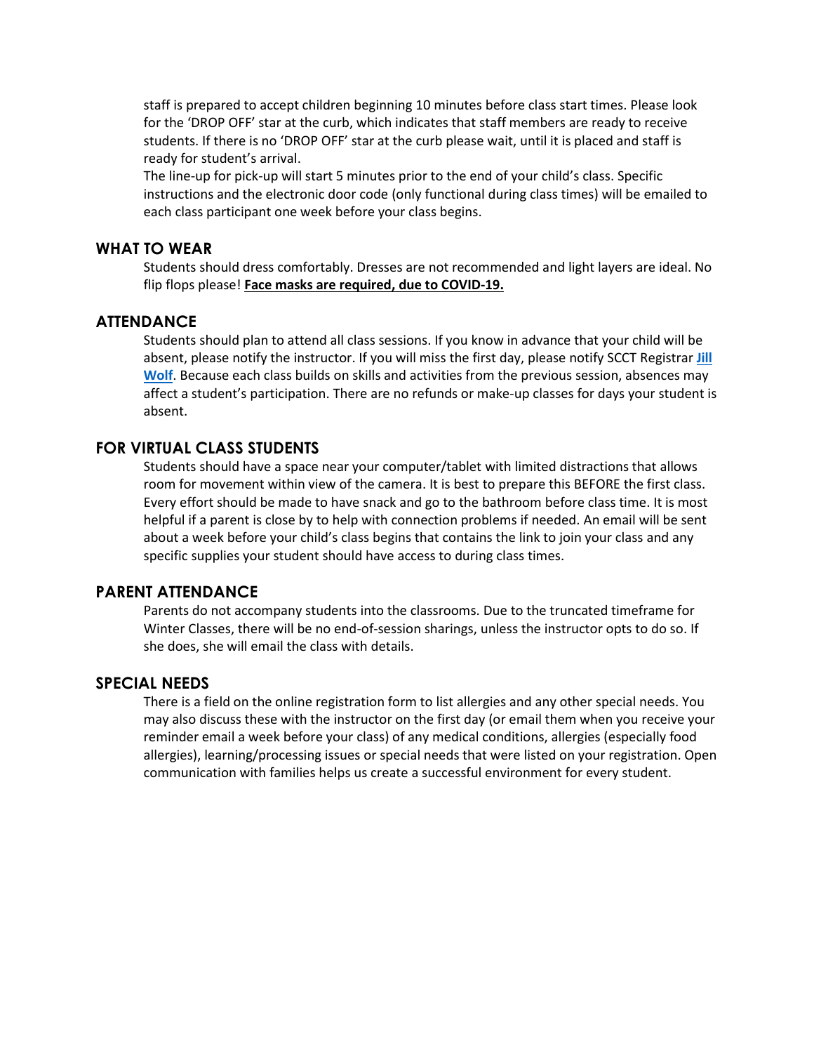staff is prepared to accept children beginning 10 minutes before class start times. Please look for the 'DROP OFF' star at the curb, which indicates that staff members are ready to receive students. If there is no 'DROP OFF' star at the curb please wait, until it is placed and staff is ready for student's arrival.

The line-up for pick-up will start 5 minutes prior to the end of your child's class. Specific instructions and the electronic door code (only functional during class times) will be emailed to each class participant one week before your class begins.

## WHAT TO WEAR

Students should dress comfortably. Dresses are not recommended and light layers are ideal. No flip flops please! **Face masks are required, due to COVID-19.**

## ATTENDANCE

Students should plan to attend all class sessions. If you know in advance that your child will be absent, please notify the instructor. If you will miss the first day, please notify SCCT Registrar **Jill Wolf**. Because each class builds on skills and activities from the previous session, absences may affect a student's participation. There are no refunds or make-up classes for days your student is absent.

## FOR VIRTUAL CLASS STUDENTS

Students should have a space near your computer/tablet with limited distractions that allows room for movement within view of the camera. It is best to prepare this BEFORE the first class. Every effort should be made to have snack and go to the bathroom before class time. It is most helpful if a parent is close by to help with connection problems if needed. An email will be sent about a week before your child's class begins that contains the link to join your class and any specific supplies your student should have access to during class times.

## PARENT ATTENDANCE

Parents do not accompany students into the classrooms. Due to the truncated timeframe for Winter Classes, there will be no end-of-session sharings, unless the instructor opts to do so. If she does, she will email the class with details.

## SPECIAL NEEDS

There is a field on the online registration form to list allergies and any other special needs. You may also discuss these with the instructor on the first day (or email them when you receive your reminder email a week before your class) of any medical conditions, allergies (especially food allergies), learning/processing issues or special needs that were listed on your registration. Open communication with families helps us create a successful environment for every student.